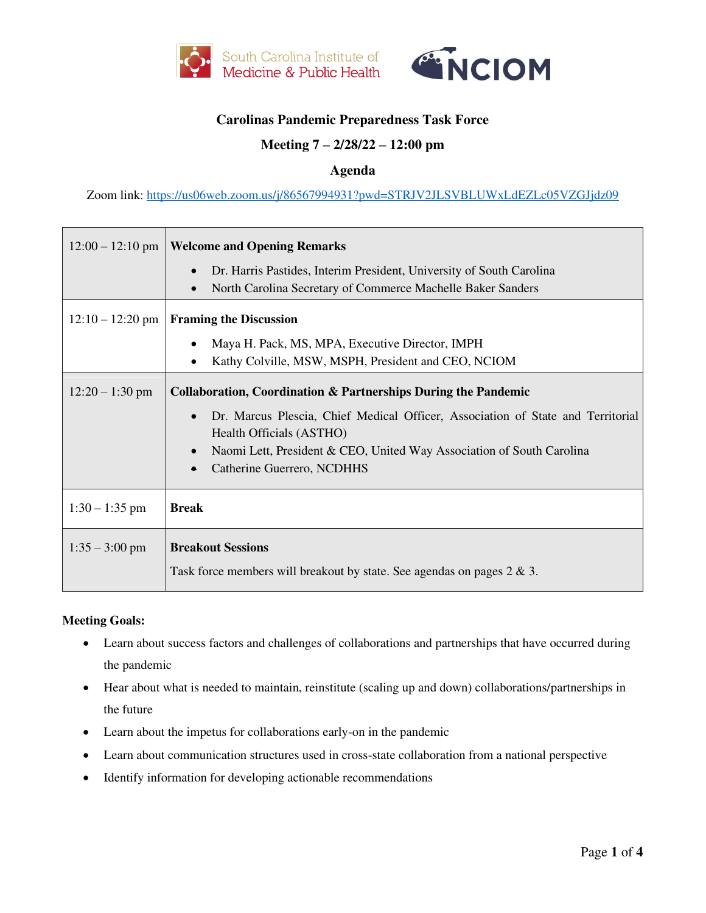South Carolina Institute of Medicine & Public Health

NCIOM

# Carolinas Pandemic Preparedness Task Force

## Meeting 7 – 2/28/22 – 12:00 pm

## Agenda

Zoom link: https://us06web.zoom.us/j/86567994931?pwd=STRJV2JLSVBLUWxLdEZLc05VZGJjdz09

| Time | Session |
|---|---|
| 12:00 – 12:10 pm | **Welcome and Opening Remarks**<br>• Dr. Harris Pastides, Interim President, University of South Carolina<br>• North Carolina Secretary of Commerce Machelle Baker Sanders |
| 12:10 – 12:20 pm | **Framing the Discussion**<br>• Maya H. Pack, MS, MPA, Executive Director, IMPH<br>• Kathy Colville, MSW, MSPH, President and CEO, NCIOM |
| 12:20 – 1:30 pm | **Collaboration, Coordination & Partnerships During the Pandemic**<br>• Dr. Marcus Plescia, Chief Medical Officer, Association of State and Territorial Health Officials (ASTHO)<br>• Naomi Lett, President & CEO, United Way Association of South Carolina<br>• Catherine Guerrero, NCDHHS |
| 1:30 – 1:35 pm | **Break** |
| 1:35 – 3:00 pm | **Breakout Sessions**<br>Task force members will breakout by state. See agendas on pages 2 & 3. |

**Meeting Goals:**

- Learn about success factors and challenges of collaborations and partnerships that have occurred during the pandemic
- Hear about what is needed to maintain, reinstitute (scaling up and down) collaborations/partnerships in the future
- Learn about the impetus for collaborations early-on in the pandemic
- Learn about communication structures used in cross-state collaboration from a national perspective
- Identify information for developing actionable recommendations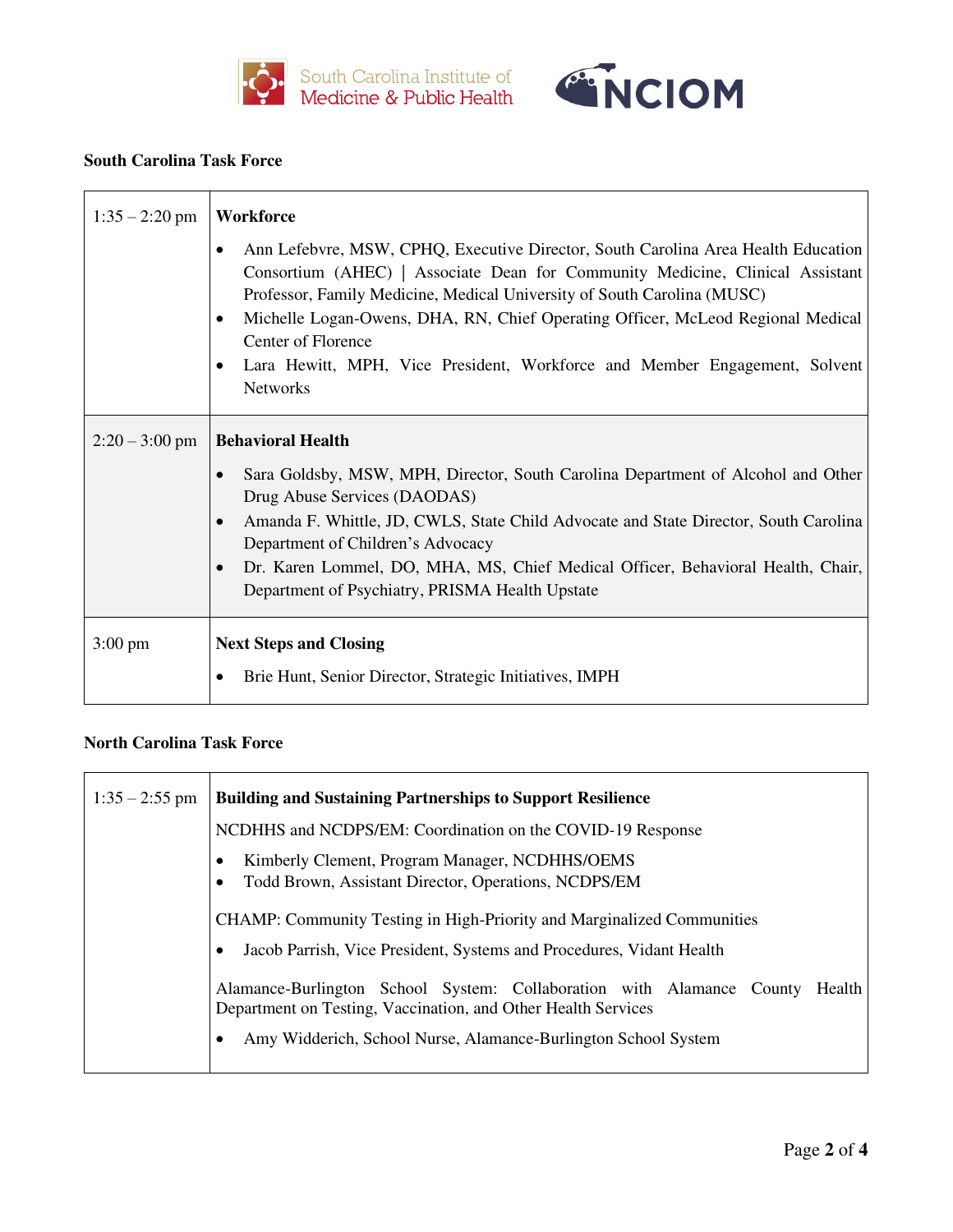**South Carolina Task Force**

| | |
|---|---|
| 1:35 – 2:20 pm | **Workforce**<br>• Ann Lefebvre, MSW, CPHQ, Executive Director, South Carolina Area Health Education Consortium (AHEC) \| Associate Dean for Community Medicine, Clinical Assistant Professor, Family Medicine, Medical University of South Carolina (MUSC)<br>• Michelle Logan-Owens, DHA, RN, Chief Operating Officer, McLeod Regional Medical Center of Florence<br>• Lara Hewitt, MPH, Vice President, Workforce and Member Engagement, Solvent Networks |
| 2:20 – 3:00 pm | **Behavioral Health**<br>• Sara Goldsby, MSW, MPH, Director, South Carolina Department of Alcohol and Other Drug Abuse Services (DAODAS)<br>• Amanda F. Whittle, JD, CWLS, State Child Advocate and State Director, South Carolina Department of Children's Advocacy<br>• Dr. Karen Lommel, DO, MHA, MS, Chief Medical Officer, Behavioral Health, Chair, Department of Psychiatry, PRISMA Health Upstate |
| 3:00 pm | **Next Steps and Closing**<br>• Brie Hunt, Senior Director, Strategic Initiatives, IMPH |

**North Carolina Task Force**

| | |
|---|---|
| 1:35 – 2:55 pm | **Building and Sustaining Partnerships to Support Resilience**<br>NCDHHS and NCDPS/EM: Coordination on the COVID-19 Response<br>• Kimberly Clement, Program Manager, NCDHHS/OEMS<br>• Todd Brown, Assistant Director, Operations, NCDPS/EM<br><br>CHAMP: Community Testing in High-Priority and Marginalized Communities<br>• Jacob Parrish, Vice President, Systems and Procedures, Vidant Health<br><br>Alamance-Burlington School System: Collaboration with Alamance County Health Department on Testing, Vaccination, and Other Health Services<br>• Amy Widderich, School Nurse, Alamance-Burlington School System |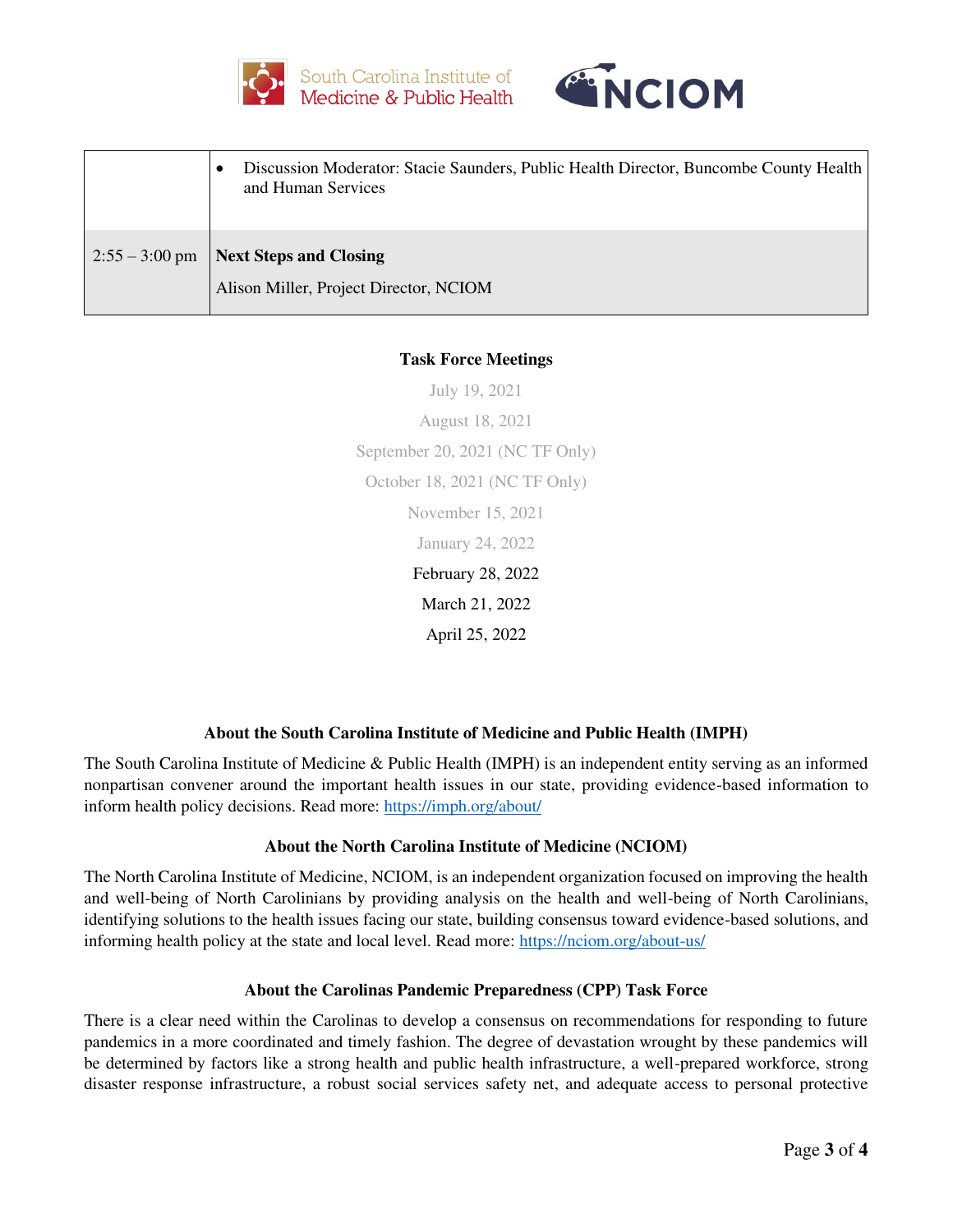| | |
|---|---|
| | • Discussion Moderator: Stacie Saunders, Public Health Director, Buncombe County Health and Human Services |
| 2:55 – 3:00 pm | **Next Steps and Closing**<br><br>Alison Miller, Project Director, NCIOM |

**Task Force Meetings**

July 19, 2021

August 18, 2021

September 20, 2021 (NC TF Only)

October 18, 2021 (NC TF Only)

November 15, 2021

January 24, 2022

February 28, 2022

March 21, 2022

April 25, 2022

**About the South Carolina Institute of Medicine and Public Health (IMPH)**

The South Carolina Institute of Medicine & Public Health (IMPH) is an independent entity serving as an informed nonpartisan convener around the important health issues in our state, providing evidence-based information to inform health policy decisions. Read more: https://imph.org/about/

**About the North Carolina Institute of Medicine (NCIOM)**

The North Carolina Institute of Medicine, NCIOM, is an independent organization focused on improving the health and well-being of North Carolinians by providing analysis on the health and well-being of North Carolinians, identifying solutions to the health issues facing our state, building consensus toward evidence-based solutions, and informing health policy at the state and local level. Read more: https://nciom.org/about-us/

**About the Carolinas Pandemic Preparedness (CPP) Task Force**

There is a clear need within the Carolinas to develop a consensus on recommendations for responding to future pandemics in a more coordinated and timely fashion. The degree of devastation wrought by these pandemics will be determined by factors like a strong health and public health infrastructure, a well-prepared workforce, strong disaster response infrastructure, a robust social services safety net, and adequate access to personal protective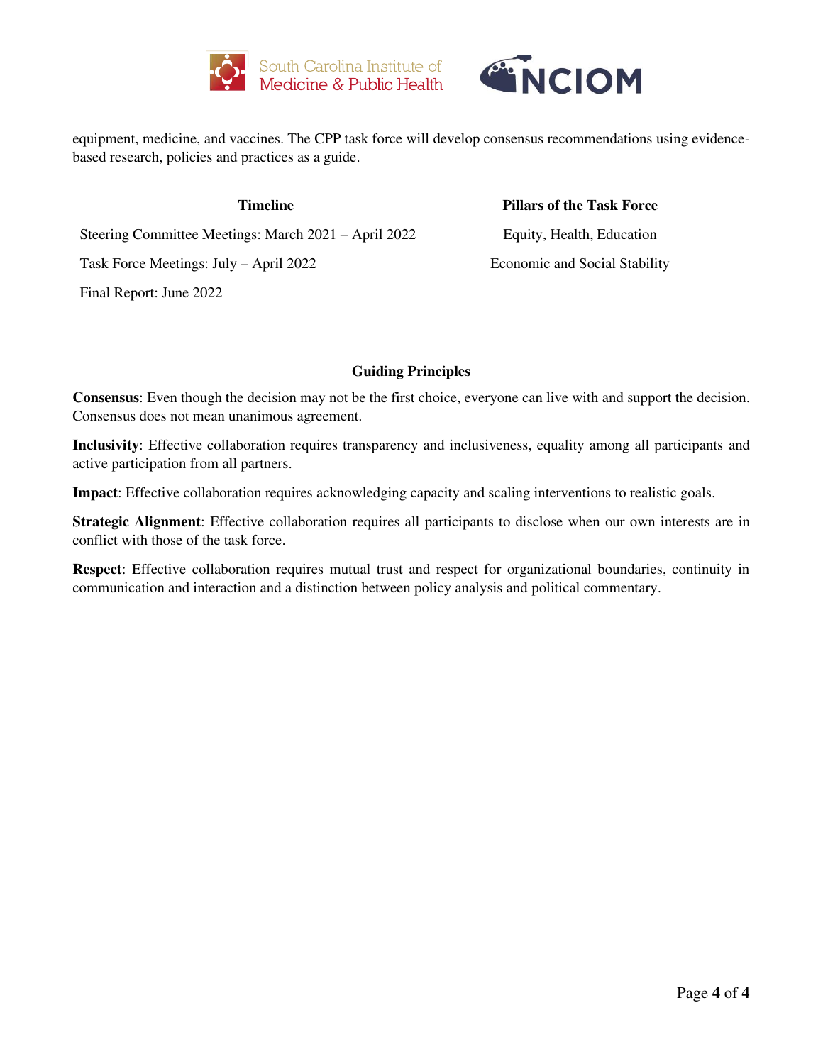equipment, medicine, and vaccines. The CPP task force will develop consensus recommendations using evidence-based research, policies and practices as a guide.

**Timeline**

Steering Committee Meetings: March 2021 – April 2022

Task Force Meetings: July – April 2022

Final Report: June 2022

**Pillars of the Task Force**

Equity, Health, Education

Economic and Social Stability

**Guiding Principles**

**Consensus**: Even though the decision may not be the first choice, everyone can live with and support the decision. Consensus does not mean unanimous agreement.

**Inclusivity**: Effective collaboration requires transparency and inclusiveness, equality among all participants and active participation from all partners.

**Impact**: Effective collaboration requires acknowledging capacity and scaling interventions to realistic goals.

**Strategic Alignment**: Effective collaboration requires all participants to disclose when our own interests are in conflict with those of the task force.

**Respect**: Effective collaboration requires mutual trust and respect for organizational boundaries, continuity in communication and interaction and a distinction between policy analysis and political commentary.